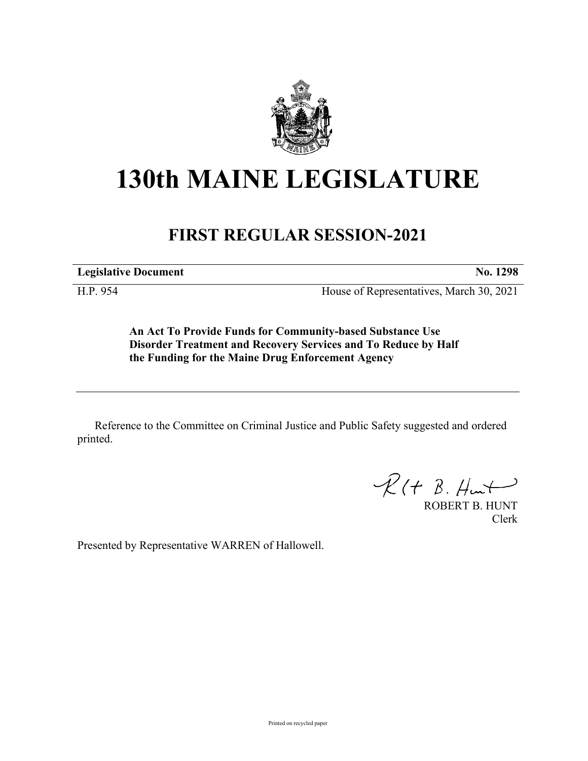# 130th MAINE LEGISLATURE

## FIRST REGULAR SESSION-2021

| **Legislative Document** | **No. 1298** |
| --- | --- |
| H.P. 954 | House of Representatives, March 30, 2021 |

**An Act To Provide Funds for Community-based Substance Use Disorder Treatment and Recovery Services and To Reduce by Half the Funding for the Maine Drug Enforcement Agency**

Reference to the Committee on Criminal Justice and Public Safety suggested and ordered printed.

ROBERT B. HUNT
Clerk

Presented by Representative WARREN of Hallowell.

Printed on recycled paper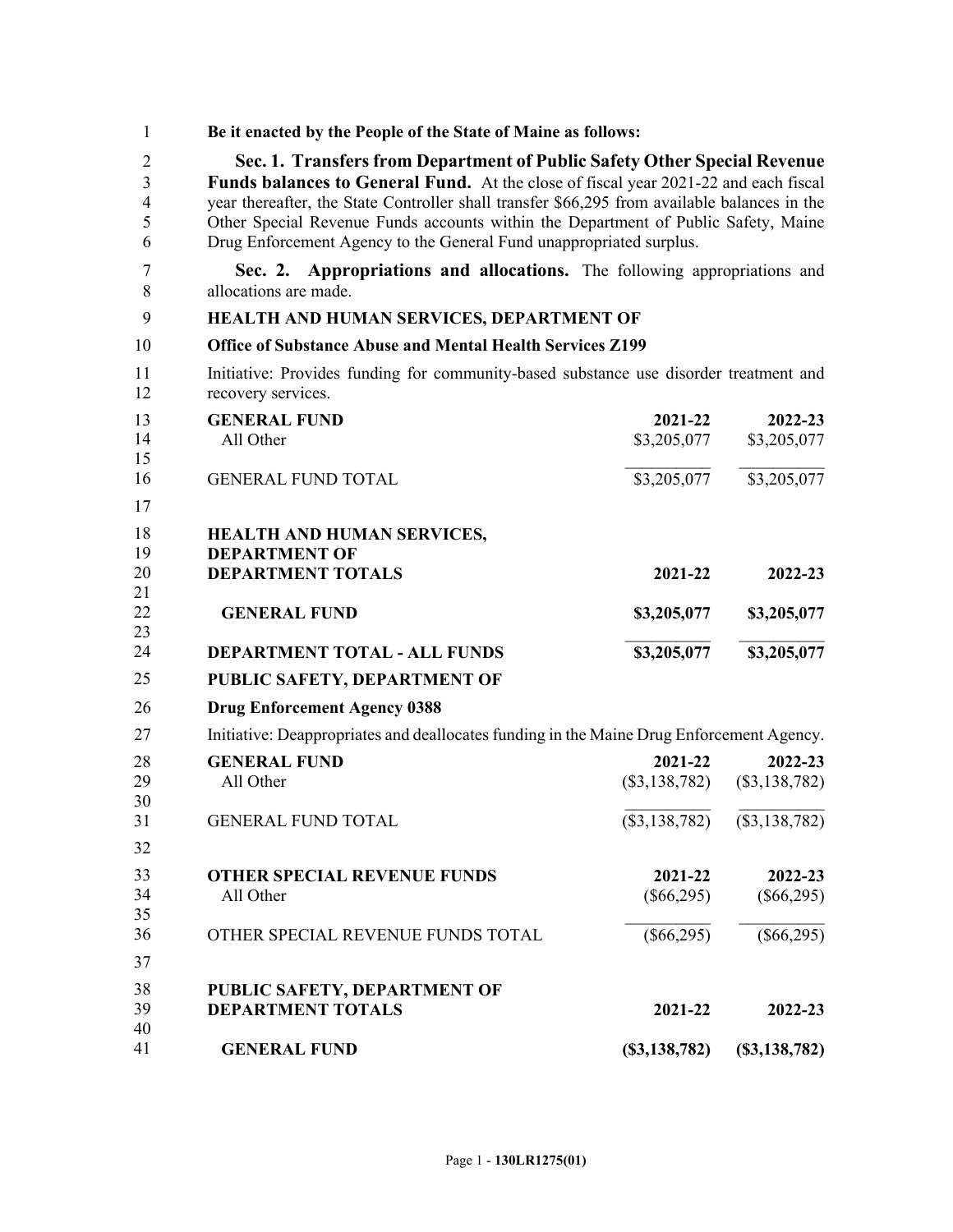**Be it enacted by the People of the State of Maine as follows:**

**Sec. 1. Transfers from Department of Public Safety Other Special Revenue Funds balances to General Fund.** At the close of fiscal year 2021-22 and each fiscal year thereafter, the State Controller shall transfer $66,295 from available balances in the Other Special Revenue Funds accounts within the Department of Public Safety, Maine Drug Enforcement Agency to the General Fund unappropriated surplus.

**Sec. 2. Appropriations and allocations.** The following appropriations and allocations are made.

**HEALTH AND HUMAN SERVICES, DEPARTMENT OF**

**Office of Substance Abuse and Mental Health Services Z199**

Initiative: Provides funding for community-based substance use disorder treatment and recovery services.

| **GENERAL FUND** | **2021-22** | **2022-23** |
|---|---|---|
| All Other | $3,205,077 | $3,205,077 |
| GENERAL FUND TOTAL | $3,205,077 | $3,205,077 |

| **HEALTH AND HUMAN SERVICES, DEPARTMENT OF DEPARTMENT TOTALS** | **2021-22** | **2022-23** |
|---|---|---|
| **GENERAL FUND** | **$3,205,077** | **$3,205,077** |
| **DEPARTMENT TOTAL - ALL FUNDS** | **$3,205,077** | **$3,205,077** |

**PUBLIC SAFETY, DEPARTMENT OF**

**Drug Enforcement Agency 0388**

Initiative: Deappropriates and deallocates funding in the Maine Drug Enforcement Agency.

| **GENERAL FUND** | **2021-22** | **2022-23** |
|---|---|---|
| All Other | ($3,138,782) | ($3,138,782) |
| GENERAL FUND TOTAL | ($3,138,782) | ($3,138,782) |

| **OTHER SPECIAL REVENUE FUNDS** | **2021-22** | **2022-23** |
|---|---|---|
| All Other | ($66,295) | ($66,295) |
| OTHER SPECIAL REVENUE FUNDS TOTAL | ($66,295) | ($66,295) |

| **PUBLIC SAFETY, DEPARTMENT OF DEPARTMENT TOTALS** | **2021-22** | **2022-23** |
|---|---|---|
| **GENERAL FUND** | **($3,138,782)** | **($3,138,782)** |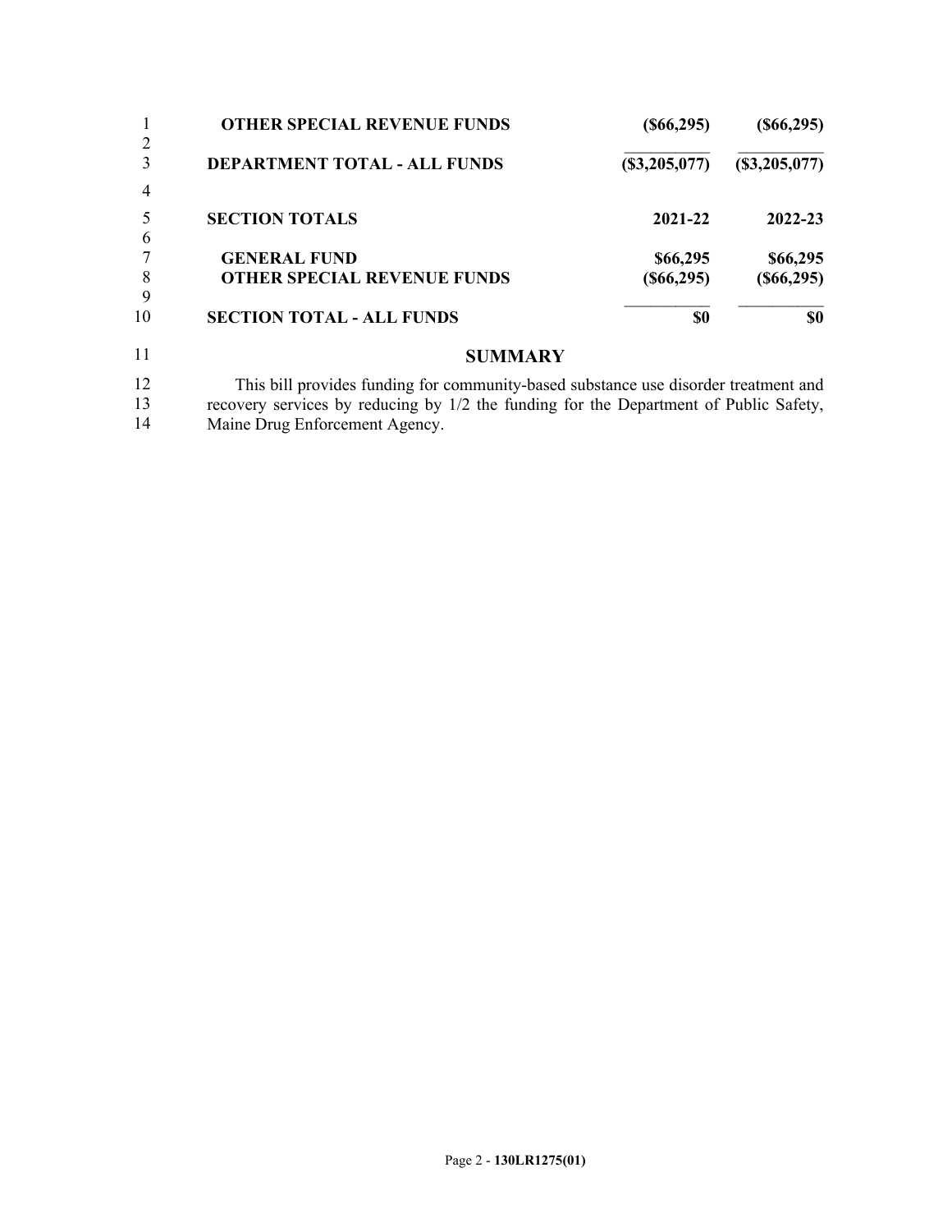| | | |
|---|---|---|
| **OTHER SPECIAL REVENUE FUNDS** | **($66,295)** | **($66,295)** |
| **DEPARTMENT TOTAL - ALL FUNDS** | **($3,205,077)** | **($3,205,077)** |

| **SECTION TOTALS** | **2021-22** | **2022-23** |
|---|---|---|
| **GENERAL FUND** | **$66,295** | **$66,295** |
| **OTHER SPECIAL REVENUE FUNDS** | **($66,295)** | **($66,295)** |
| **SECTION TOTAL - ALL FUNDS** | **$0** | **$0** |

## SUMMARY

This bill provides funding for community-based substance use disorder treatment and recovery services by reducing by 1/2 the funding for the Department of Public Safety, Maine Drug Enforcement Agency.